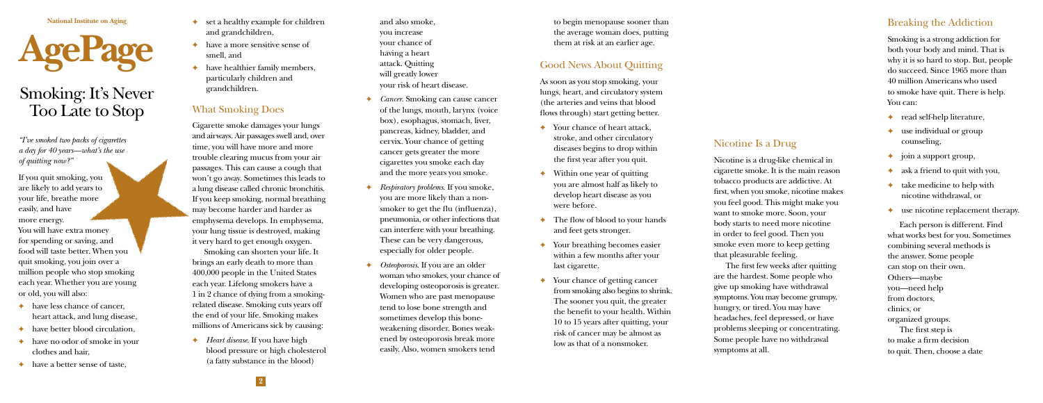National Institute on Aging

# AgePage

# Smoking: It's Never Too Late to Stop

*"I've smoked two packs of cigarettes a day for 40 years—what's the use of quitting now?"*

If you quit smoking, you are likely to add years to your life, breathe more easily, and have more energy. You will have extra money for spending or saving, and food will taste better. When you quit smoking, you join over a million people who stop smoking each year. Whether you are young or old, you will also:

- have less chance of cancer, heart attack, and lung disease,
- have better blood circulation,
- have no odor of smoke in your clothes and hair,
- have a better sense of taste,
- set a healthy example for children and grandchildren,
- have a more sensitive sense of smell, and
- have healthier family members, particularly children and grandchildren.

## What Smoking Does

Cigarette smoke damages your lungs and airways. Air passages swell and, over time, you will have more and more trouble clearing mucus from your air passages. This can cause a cough that won't go away. Sometimes this leads to a lung disease called chronic bronchitis. If you keep smoking, normal breathing may become harder and harder as emphysema develops. In emphysema, your lung tissue is destroyed, making it very hard to get enough oxygen.

Smoking can shorten your life. It brings an early death to more than 400,000 people in the United States each year. Lifelong smokers have a 1 in 2 chance of dying from a smoking-related disease. Smoking cuts years off the end of your life. Smoking makes millions of Americans sick by causing:

- *Heart disease*. If you have high blood pressure or high cholesterol (a fatty substance in the blood) and also smoke, you increase your chance of having a heart attack. Quitting will greatly lower your risk of heart disease.
- *Cancer*. Smoking can cause cancer of the lungs, mouth, larynx (voice box), esophagus, stomach, liver, pancreas, kidney, bladder, and cervix. Your chance of getting cancer gets greater the more cigarettes you smoke each day and the more years you smoke.
- *Respiratory problems*. If you smoke, you are more likely than a nonsmoker to get the flu (influenza), pneumonia, or other infections that can interfere with your breathing. These can be very dangerous, especially for older people.
- *Osteoporosis*. If you are an older woman who smokes, your chance of developing osteoporosis is greater. Women who are past menopause tend to lose bone strength and sometimes develop this bone-weakening disorder. Bones weakened by osteoporosis break more easily. Also, women smokers tend to begin menopause sooner than the average woman does, putting them at risk at an earlier age.

## Good News About Quitting

As soon as you stop smoking, your lungs, heart, and circulatory system (the arteries and veins that blood flows through) start getting better.

- Your chance of heart attack, stroke, and other circulatory diseases begins to drop within the first year after you quit.
- Within one year of quitting you are almost half as likely to develop heart disease as you were before.
- The flow of blood to your hands and feet gets stronger.
- Your breathing becomes easier within a few months after your last cigarette.
- Your chance of getting cancer from smoking also begins to shrink. The sooner you quit, the greater the benefit to your health. Within 10 to 15 years after quitting, your risk of cancer may be almost as low as that of a nonsmoker.

## Nicotine Is a Drug

Nicotine is a drug-like chemical in cigarette smoke. It is the main reason tobacco products are addictive. At first, when you smoke, nicotine makes you feel good. This might make you want to smoke more. Soon, your body starts to need more nicotine in order to feel good. Then you smoke even more to keep getting that pleasurable feeling.

The first few weeks after quitting are the hardest. Some people who give up smoking have withdrawal symptoms. You may become grumpy, hungry, or tired. You may have headaches, feel depressed, or have problems sleeping or concentrating. Some people have no withdrawal symptoms at all.

## Breaking the Addiction

Smoking is a strong addiction for both your body and mind. That is why it is so hard to stop. But, people do succeed. Since 1965 more than 40 million Americans who used to smoke have quit. There is help. You can:

- read self-help literature,
- use individual or group counseling,
- join a support group,
- ask a friend to quit with you,
- take medicine to help with nicotine withdrawal, or
- use nicotine replacement therapy.

Each person is different. Find what works best for you. Sometimes combining several methods is the answer. Some people can stop on their own. Others—maybe you—need help from doctors, clinics, or organized groups.

The first step is to make a firm decision to quit. Then, choose a date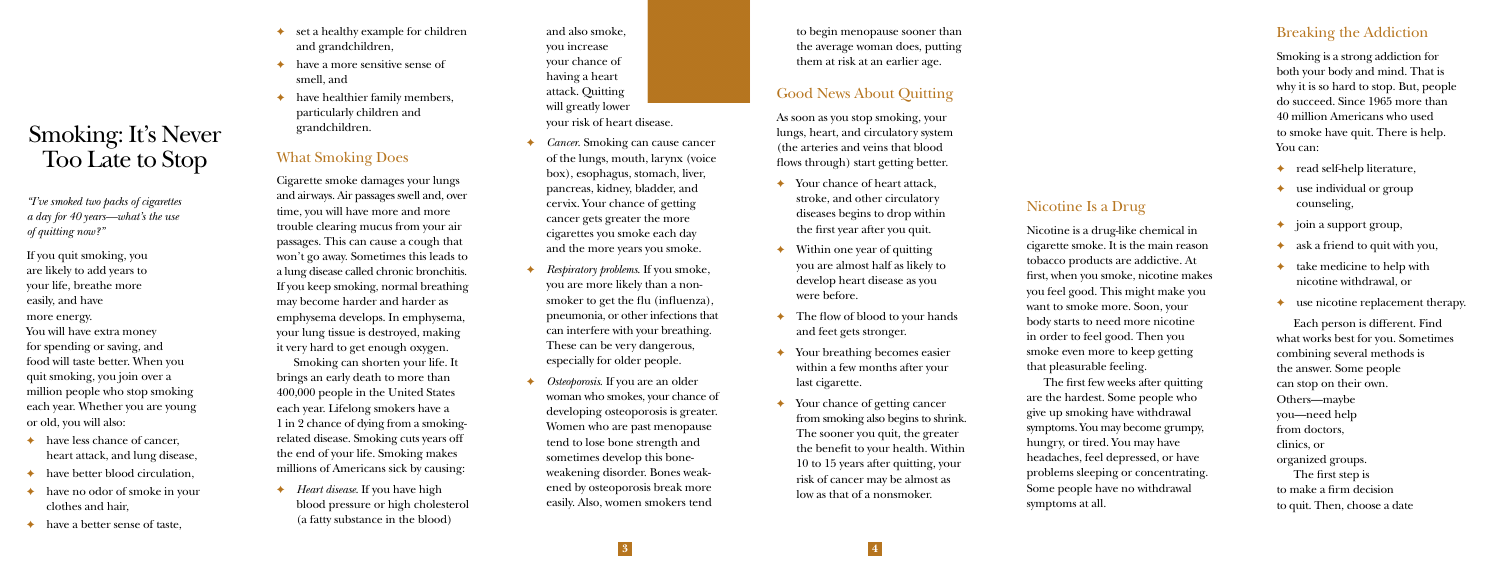# Smoking: It's Never Too Late to Stop

*"I've smoked two packs of cigarettes a day for 40 years—what's the use of quitting now?"*

If you quit smoking, you are likely to add years to your life, breathe more easily, and have more energy. You will have extra money for spending or saving, and food will taste better. When you quit smoking, you join over a million people who stop smoking each year. Whether you are young or old, you will also:

- have less chance of cancer, heart attack, and lung disease,
- have better blood circulation,
- have no odor of smoke in your clothes and hair,
- have a better sense of taste,
- set a healthy example for children and grandchildren,
- have a more sensitive sense of smell, and
- have healthier family members, particularly children and grandchildren.

## What Smoking Does

Cigarette smoke damages your lungs and airways. Air passages swell and, over time, you will have more and more trouble clearing mucus from your air passages. This can cause a cough that won't go away. Sometimes this leads to a lung disease called chronic bronchitis. If you keep smoking, normal breathing may become harder and harder as emphysema develops. In emphysema, your lung tissue is destroyed, making it very hard to get enough oxygen.

Smoking can shorten your life. It brings an early death to more than 400,000 people in the United States each year. Lifelong smokers have a 1 in 2 chance of dying from a smoking-related disease. Smoking cuts years off the end of your life. Smoking makes millions of Americans sick by causing:

- *Heart disease.* If you have high blood pressure or high cholesterol (a fatty substance in the blood) and also smoke, you increase your chance of having a heart attack. Quitting will greatly lower your risk of heart disease.
- *Cancer.* Smoking can cause cancer of the lungs, mouth, larynx (voice box), esophagus, stomach, liver, pancreas, kidney, bladder, and cervix. Your chance of getting cancer gets greater the more cigarettes you smoke each day and the more years you smoke.
- *Respiratory problems.* If you smoke, you are more likely than a nonsmoker to get the flu (influenza), pneumonia, or other infections that can interfere with your breathing. These can be very dangerous, especially for older people.
- *Osteoporosis.* If you are an older woman who smokes, your chance of developing osteoporosis is greater. Women who are past menopause tend to lose bone strength and sometimes develop this bone-weakening disorder. Bones weakened by osteoporosis break more easily. Also, women smokers tend to begin menopause sooner than the average woman does, putting them at risk at an earlier age.

## Good News About Quitting

As soon as you stop smoking, your lungs, heart, and circulatory system (the arteries and veins that blood flows through) start getting better.

- Your chance of heart attack, stroke, and other circulatory diseases begins to drop within the first year after you quit.
- Within one year of quitting you are almost half as likely to develop heart disease as you were before.
- The flow of blood to your hands and feet gets stronger.
- Your breathing becomes easier within a few months after your last cigarette.
- Your chance of getting cancer from smoking also begins to shrink. The sooner you quit, the greater the benefit to your health. Within 10 to 15 years after quitting, your risk of cancer may be almost as low as that of a nonsmoker.

## Nicotine Is a Drug

Nicotine is a drug-like chemical in cigarette smoke. It is the main reason tobacco products are addictive. At first, when you smoke, nicotine makes you feel good. This might make you want to smoke more. Soon, your body starts to need more nicotine in order to feel good. Then you smoke even more to keep getting that pleasurable feeling.

The first few weeks after quitting are the hardest. Some people who give up smoking have withdrawal symptoms. You may become grumpy, hungry, or tired. You may have headaches, feel depressed, or have problems sleeping or concentrating. Some people have no withdrawal symptoms at all.

## Breaking the Addiction

Smoking is a strong addiction for both your body and mind. That is why it is so hard to stop. But, people do succeed. Since 1965 more than 40 million Americans who used to smoke have quit. There is help. You can:

- read self-help literature,
- use individual or group counseling,
- join a support group,
- ask a friend to quit with you,
- take medicine to help with nicotine withdrawal, or
- use nicotine replacement therapy.

Each person is different. Find what works best for you. Sometimes combining several methods is the answer. Some people can stop on their own. Others—maybe you—need help from doctors, clinics, or organized groups.

The first step is to make a firm decision to quit. Then, choose a date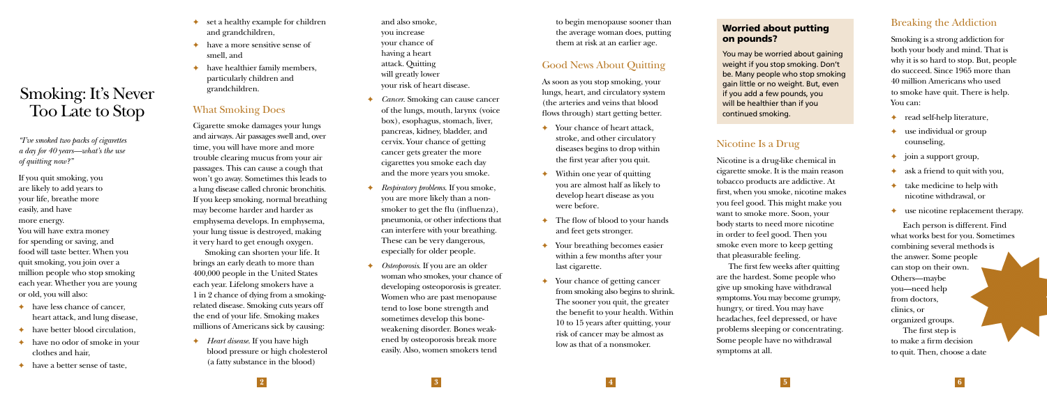# Smoking: It's Never Too Late to Stop

*"I've smoked two packs of cigarettes a day for 40 years—what's the use of quitting now?"*

If you quit smoking, you are likely to add years to your life, breathe more easily, and have more energy. You will have extra money for spending or saving, and food will taste better. When you quit smoking, you join over a million people who stop smoking each year. Whether you are young or old, you will also:

- have less chance of cancer, heart attack, and lung disease,
- have better blood circulation,
- have no odor of smoke in your clothes and hair,
- have a better sense of taste,
- set a healthy example for children and grandchildren,
- have a more sensitive sense of smell, and
- have healthier family members, particularly children and grandchildren.

## What Smoking Does

Cigarette smoke damages your lungs and airways. Air passages swell and, over time, you will have more and more trouble clearing mucus from your air passages. This can cause a cough that won't go away. Sometimes this leads to a lung disease called chronic bronchitis. If you keep smoking, normal breathing may become harder and harder as emphysema develops. In emphysema, your lung tissue is destroyed, making it very hard to get enough oxygen.

Smoking can shorten your life. It brings an early death to more than 400,000 people in the United States each year. Lifelong smokers have a 1 in 2 chance of dying from a smoking-related disease. Smoking cuts years off the end of your life. Smoking makes millions of Americans sick by causing:

- *Heart disease*. If you have high blood pressure or high cholesterol (a fatty substance in the blood) and also smoke, you increase your chance of having a heart attack. Quitting will greatly lower your risk of heart disease.
- *Cancer*. Smoking can cause cancer of the lungs, mouth, larynx (voice box), esophagus, stomach, liver, pancreas, kidney, bladder, and cervix. Your chance of getting cancer gets greater the more cigarettes you smoke each day and the more years you smoke.
- *Respiratory problems*. If you smoke, you are more likely than a nonsmoker to get the flu (influenza), pneumonia, or other infections that can interfere with your breathing. These can be very dangerous, especially for older people.
- *Osteoporosis*. If you are an older woman who smokes, your chance of developing osteoporosis is greater. Women who are past menopause tend to lose bone strength and sometimes develop this bone-weakening disorder. Bones weakened by osteoporosis break more easily. Also, women smokers tend to begin menopause sooner than the average woman does, putting them at risk at an earlier age.

## Good News About Quitting

As soon as you stop smoking, your lungs, heart, and circulatory system (the arteries and veins that blood flows through) start getting better.

- Your chance of heart attack, stroke, and other circulatory diseases begins to drop within the first year after you quit.
- Within one year of quitting you are almost half as likely to develop heart disease as you were before.
- The flow of blood to your hands and feet gets stronger.
- Your breathing becomes easier within a few months after your last cigarette.
- Your chance of getting cancer from smoking also begins to shrink. The sooner you quit, the greater the benefit to your health. Within 10 to 15 years after quitting, your risk of cancer may be almost as low as that of a nonsmoker.

**Worried about putting on pounds?**

You may be worried about gaining weight if you stop smoking. Don't be. Many people who stop smoking gain little or no weight. But, even if you add a few pounds, you will be healthier than if you continued smoking.

## Nicotine Is a Drug

Nicotine is a drug-like chemical in cigarette smoke. It is the main reason tobacco products are addictive. At first, when you smoke, nicotine makes you feel good. This might make you want to smoke more. Soon, your body starts to need more nicotine in order to feel good. Then you smoke even more to keep getting that pleasurable feeling.

The first few weeks after quitting are the hardest. Some people who give up smoking have withdrawal symptoms. You may become grumpy, hungry, or tired. You may have headaches, feel depressed, or have problems sleeping or concentrating. Some people have no withdrawal symptoms at all.

## Breaking the Addiction

Smoking is a strong addiction for both your body and mind. That is why it is so hard to stop. But, people do succeed. Since 1965 more than 40 million Americans who used to smoke have quit. There is help. You can:

- read self-help literature,
- use individual or group counseling,
- join a support group,
- ask a friend to quit with you,
- take medicine to help with nicotine withdrawal, or
- use nicotine replacement therapy.

Each person is different. Find what works best for you. Sometimes combining several methods is the answer. Some people can stop on their own. Others—maybe you—need help from doctors, clinics, or organized groups.

The first step is to make a firm decision to quit. Then, choose a date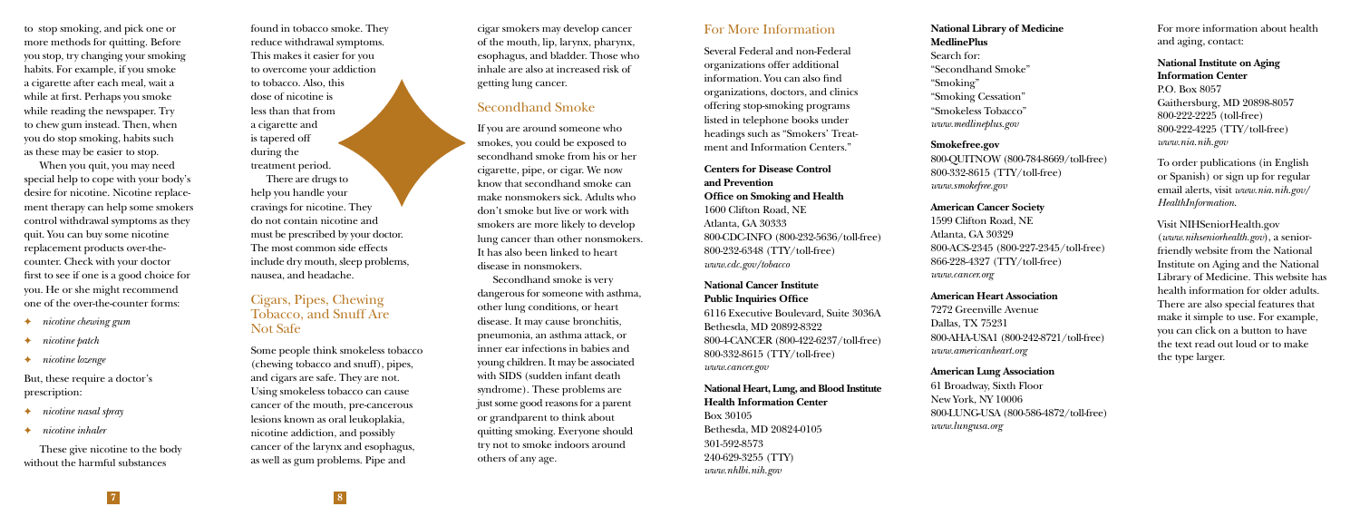to stop smoking, and pick one or more methods for quitting. Before you stop, try changing your smoking habits. For example, if you smoke a cigarette after each meal, wait a while at first. Perhaps you smoke while reading the newspaper. Try to chew gum instead. Then, when you do stop smoking, habits such as these may be easier to stop.

When you quit, you may need special help to cope with your body's desire for nicotine. Nicotine replacement therapy can help some smokers control withdrawal symptoms as they quit. You can buy some nicotine replacement products over-the-counter. Check with your doctor first to see if one is a good choice for you. He or she might recommend one of the over-the-counter forms:

- *nicotine chewing gum*
- *nicotine patch*
- *nicotine lozenge*

But, these require a doctor's prescription:

- *nicotine nasal spray*
- *nicotine inhaler*

These give nicotine to the body without the harmful substances found in tobacco smoke. They reduce withdrawal symptoms. This makes it easier for you to overcome your addiction to tobacco. Also, this dose of nicotine is less than that from a cigarette and is tapered off during the treatment period.

There are drugs to help you handle your cravings for nicotine. They do not contain nicotine and must be prescribed by your doctor. The most common side effects include dry mouth, sleep problems, nausea, and headache.

## Cigars, Pipes, Chewing Tobacco, and Snuff Are Not Safe

Some people think smokeless tobacco (chewing tobacco and snuff), pipes, and cigars are safe. They are not. Using smokeless tobacco can cause cancer of the mouth, pre-cancerous lesions known as oral leukoplakia, nicotine addiction, and possibly cancer of the larynx and esophagus, as well as gum problems. Pipe and cigar smokers may develop cancer of the mouth, lip, larynx, pharynx, esophagus, and bladder. Those who inhale are also at increased risk of getting lung cancer.

## Secondhand Smoke

If you are around someone who smokes, you could be exposed to secondhand smoke from his or her cigarette, pipe, or cigar. We now know that secondhand smoke can make nonsmokers sick. Adults who don't smoke but live or work with smokers are more likely to develop lung cancer than other nonsmokers. It has also been linked to heart disease in nonsmokers.

Secondhand smoke is very dangerous for someone with asthma, other lung conditions, or heart disease. It may cause bronchitis, pneumonia, an asthma attack, or inner ear infections in babies and young children. It may be associated with SIDS (sudden infant death syndrome). These problems are just some good reasons for a parent or grandparent to think about quitting smoking. Everyone should try not to smoke indoors around others of any age.

## For More Information

Several Federal and non-Federal organizations offer additional information. You can also find organizations, doctors, and clinics offering stop-smoking programs listed in telephone books under headings such as "Smokers' Treatment and Information Centers."

**Centers for Disease Control and Prevention**
**Office on Smoking and Health**
1600 Clifton Road, NE
Atlanta, GA 30333
800-CDC-INFO (800-232-5636/toll-free)
800-232-6348 (TTY/toll-free)
*www.cdc.gov/tobacco*

**National Cancer Institute**
**Public Inquiries Office**
6116 Executive Boulevard, Suite 3036A
Bethesda, MD 20892-8322
800-4-CANCER (800-422-6237/toll-free)
800-332-8615 (TTY/toll-free)
*www.cancer.gov*

**National Heart, Lung, and Blood Institute**
**Health Information Center**
Box 30105
Bethesda, MD 20824-0105
301-592-8573
240-629-3255 (TTY)
*www.nhlbi.nih.gov*

**National Library of Medicine**
**MedlinePlus**
Search for:
"Secondhand Smoke"
"Smoking"
"Smoking Cessation"
"Smokeless Tobacco"
*www.medlineplus.gov*

**Smokefree.gov**
800-QUITNOW (800-784-8669/toll-free)
800-332-8615 (TTY/toll-free)
*www.smokefree.gov*

**American Cancer Society**
1599 Clifton Road, NE
Atlanta, GA 30329
800-ACS-2345 (800-227-2345/toll-free)
866-228-4327 (TTY/toll-free)
*www.cancer.org*

**American Heart Association**
7272 Greenville Avenue
Dallas, TX 75231
800-AHA-USA1 (800-242-8721/toll-free)
*www.americanheart.org*

**American Lung Association**
61 Broadway, Sixth Floor
New York, NY 10006
800-LUNG-USA (800-586-4872/toll-free)
*www.lungusa.org*

For more information about health and aging, contact:

**National Institute on Aging Information Center**
P.O. Box 8057
Gaithersburg, MD 20898-8057
800-222-2225 (toll-free)
800-222-4225 (TTY/toll-free)
*www.nia.nih.gov*

To order publications (in English or Spanish) or sign up for regular email alerts, visit *www.nia.nih.gov/HealthInformation*.

Visit NIHSeniorHealth.gov (*www.nihseniorhealth.gov*), a senior-friendly website from the National Institute on Aging and the National Library of Medicine. This website has health information for older adults. There are also special features that make it simple to use. For example, you can click on a button to have the text read out loud or to make the type larger.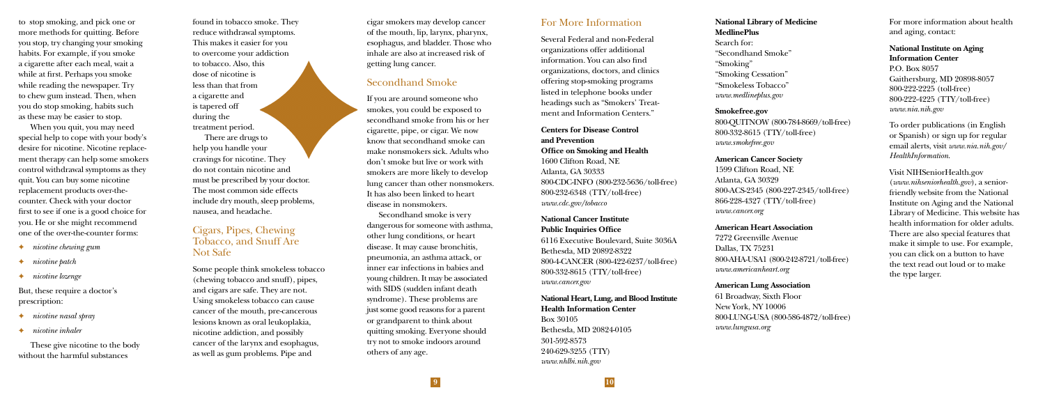to stop smoking, and pick one or more methods for quitting. Before you stop, try changing your smoking habits. For example, if you smoke a cigarette after each meal, wait a while at first. Perhaps you smoke while reading the newspaper. Try to chew gum instead. Then, when you do stop smoking, habits such as these may be easier to stop.

When you quit, you may need special help to cope with your body's desire for nicotine. Nicotine replacement therapy can help some smokers control withdrawal symptoms as they quit. You can buy some nicotine replacement products over-the-counter. Check with your doctor first to see if one is a good choice for you. He or she might recommend one of the over-the-counter forms:

- *nicotine chewing gum*
- *nicotine patch*
- *nicotine lozenge*

But, these require a doctor's prescription:

- *nicotine nasal spray*
- *nicotine inhaler*

These give nicotine to the body without the harmful substances found in tobacco smoke. They reduce withdrawal symptoms. This makes it easier for you to overcome your addiction to tobacco. Also, this dose of nicotine is less than that from a cigarette and is tapered off during the treatment period.

There are drugs to help you handle your cravings for nicotine. They do not contain nicotine and must be prescribed by your doctor. The most common side effects include dry mouth, sleep problems, nausea, and headache.

## Cigars, Pipes, Chewing Tobacco, and Snuff Are Not Safe

Some people think smokeless tobacco (chewing tobacco and snuff), pipes, and cigars are safe. They are not. Using smokeless tobacco can cause cancer of the mouth, pre-cancerous lesions known as oral leukoplakia, nicotine addiction, and possibly cancer of the larynx and esophagus, as well as gum problems. Pipe and cigar smokers may develop cancer of the mouth, lip, larynx, pharynx, esophagus, and bladder. Those who inhale are also at increased risk of getting lung cancer.

## Secondhand Smoke

If you are around someone who smokes, you could be exposed to secondhand smoke from his or her cigarette, pipe, or cigar. We now know that secondhand smoke can make nonsmokers sick. Adults who don't smoke but live or work with smokers are more likely to develop lung cancer than other nonsmokers. It has also been linked to heart disease in nonsmokers.

Secondhand smoke is very dangerous for someone with asthma, other lung conditions, or heart disease. It may cause bronchitis, pneumonia, an asthma attack, or inner ear infections in babies and young children. It may be associated with SIDS (sudden infant death syndrome). These problems are just some good reasons for a parent or grandparent to think about quitting smoking. Everyone should try not to smoke indoors around others of any age.

## For More Information

Several Federal and non-Federal organizations offer additional information. You can also find organizations, doctors, and clinics offering stop-smoking programs listed in telephone books under headings such as "Smokers' Treatment and Information Centers."

**Centers for Disease Control and Prevention Office on Smoking and Health**
1600 Clifton Road, NE
Atlanta, GA 30333
800-CDC-INFO (800-232-5636/toll-free)
800-232-6348 (TTY/toll-free)
*www.cdc.gov/tobacco*

**National Cancer Institute Public Inquiries Office**
6116 Executive Boulevard, Suite 3036A
Bethesda, MD 20892-8322
800-4-CANCER (800-422-6237/toll-free)
800-332-8615 (TTY/toll-free)
*www.cancer.gov*

**National Heart, Lung, and Blood Institute Health Information Center**
Box 30105
Bethesda, MD 20824-0105
301-592-8573
240-629-3255 (TTY)
*www.nhlbi.nih.gov*

**National Library of Medicine MedlinePlus**
Search for:
"Secondhand Smoke"
"Smoking"
"Smoking Cessation"
"Smokeless Tobacco"
*www.medlineplus.gov*

**Smokefree.gov**
800-QUITNOW (800-784-8669/toll-free)
800-332-8615 (TTY/toll-free)
*www.smokefree.gov*

**American Cancer Society**
1599 Clifton Road, NE
Atlanta, GA 30329
800-ACS-2345 (800-227-2345/toll-free)
866-228-4327 (TTY/toll-free)
*www.cancer.org*

**American Heart Association**
7272 Greenville Avenue
Dallas, TX 75231
800-AHA-USA1 (800-242-8721/toll-free)
*www.americanheart.org*

**American Lung Association**
61 Broadway, Sixth Floor
New York, NY 10006
800-LUNG-USA (800-586-4872/toll-free)
*www.lungusa.org*

For more information about health and aging, contact:

**National Institute on Aging Information Center**
P.O. Box 8057
Gaithersburg, MD 20898-8057
800-222-2225 (toll-free)
800-222-4225 (TTY/toll-free)
*www.nia.nih.gov*

To order publications (in English or Spanish) or sign up for regular email alerts, visit *www.nia.nih.gov/HealthInformation*.

Visit NIHSeniorHealth.gov (*www.nihseniorhealth.gov*), a senior-friendly website from the National Institute on Aging and the National Library of Medicine. This website has health information for older adults. There are also special features that make it simple to use. For example, you can click on a button to have the text read out loud or to make the type larger.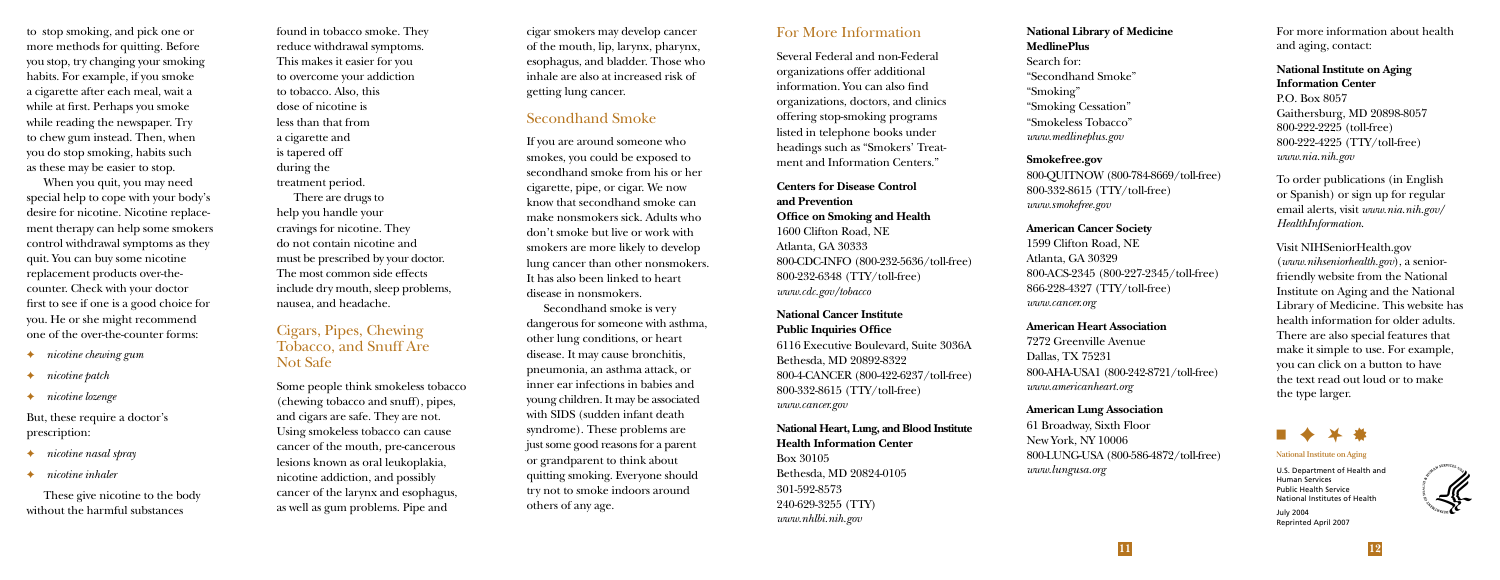to stop smoking, and pick one or more methods for quitting. Before you stop, try changing your smoking habits. For example, if you smoke a cigarette after each meal, wait a while at first. Perhaps you smoke while reading the newspaper. Try to chew gum instead. Then, when you do stop smoking, habits such as these may be easier to stop.

When you quit, you may need special help to cope with your body's desire for nicotine. Nicotine replacement therapy can help some smokers control withdrawal symptoms as they quit. You can buy some nicotine replacement products over-the-counter. Check with your doctor first to see if one is a good choice for you. He or she might recommend one of the over-the-counter forms:

- *nicotine chewing gum*
- *nicotine patch*
- *nicotine lozenge*

But, these require a doctor's prescription:

- *nicotine nasal spray*
- *nicotine inhaler*

These give nicotine to the body without the harmful substances found in tobacco smoke. They reduce withdrawal symptoms. This makes it easier for you to overcome your addiction to tobacco. Also, this dose of nicotine is less than that from a cigarette and is tapered off during the treatment period.

There are drugs to help you handle your cravings for nicotine. They do not contain nicotine and must be prescribed by your doctor. The most common side effects include dry mouth, sleep problems, nausea, and headache.

## Cigars, Pipes, Chewing Tobacco, and Snuff Are Not Safe

Some people think smokeless tobacco (chewing tobacco and snuff), pipes, and cigars are safe. They are not. Using smokeless tobacco can cause cancer of the mouth, pre-cancerous lesions known as oral leukoplakia, nicotine addiction, and possibly cancer of the larynx and esophagus, as well as gum problems. Pipe and cigar smokers may develop cancer of the mouth, lip, larynx, pharynx, esophagus, and bladder. Those who inhale are also at increased risk of getting lung cancer.

## Secondhand Smoke

If you are around someone who smokes, you could be exposed to secondhand smoke from his or her cigarette, pipe, or cigar. We now know that secondhand smoke can make nonsmokers sick. Adults who don't smoke but live or work with smokers are more likely to develop lung cancer than other nonsmokers. It has also been linked to heart disease in nonsmokers.

Secondhand smoke is very dangerous for someone with asthma, other lung conditions, or heart disease. It may cause bronchitis, pneumonia, an asthma attack, or inner ear infections in babies and young children. It may be associated with SIDS (sudden infant death syndrome). These problems are just some good reasons for a parent or grandparent to think about quitting smoking. Everyone should try not to smoke indoors around others of any age.

## For More Information

Several Federal and non-Federal organizations offer additional information. You can also find organizations, doctors, and clinics offering stop-smoking programs listed in telephone books under headings such as "Smokers' Treatment and Information Centers."

**Centers for Disease Control and Prevention**
**Office on Smoking and Health**
1600 Clifton Road, NE
Atlanta, GA 30333
800-CDC-INFO (800-232-5636/toll-free)
800-232-6348 (TTY/toll-free)
*www.cdc.gov/tobacco*

**National Cancer Institute**
**Public Inquiries Office**
6116 Executive Boulevard, Suite 3036A
Bethesda, MD 20892-8322
800-4-CANCER (800-422-6237/toll-free)
800-332-8615 (TTY/toll-free)
*www.cancer.gov*

**National Heart, Lung, and Blood Institute**
**Health Information Center**
Box 30105
Bethesda, MD 20824-0105
301-592-8573
240-629-3255 (TTY)
*www.nhlbi.nih.gov*

**National Library of Medicine**
**MedlinePlus**
Search for:
"Secondhand Smoke"
"Smoking"
"Smoking Cessation"
"Smokeless Tobacco"
*www.medlineplus.gov*

**Smokefree.gov**
800-QUITNOW (800-784-8669/toll-free)
800-332-8615 (TTY/toll-free)
*www.smokefree.gov*

**American Cancer Society**
1599 Clifton Road, NE
Atlanta, GA 30329
800-ACS-2345 (800-227-2345/toll-free)
866-228-4327 (TTY/toll-free)
*www.cancer.org*

**American Heart Association**
7272 Greenville Avenue
Dallas, TX 75231
800-AHA-USA1 (800-242-8721/toll-free)
*www.americanheart.org*

**American Lung Association**
61 Broadway, Sixth Floor
New York, NY 10006
800-LUNG-USA (800-586-4872/toll-free)
*www.lungusa.org*

For more information about health and aging, contact:

**National Institute on Aging Information Center**
P.O. Box 8057
Gaithersburg, MD 20898-8057
800-222-2225 (toll-free)
800-222-4225 (TTY/toll-free)
*www.nia.nih.gov*

To order publications (in English or Spanish) or sign up for regular email alerts, visit *www.nia.nih.gov/HealthInformation*.

Visit NIHSeniorHealth.gov (*www.nihseniorhealth.gov*), a senior-friendly website from the National Institute on Aging and the National Library of Medicine. This website has health information for older adults. There are also special features that make it simple to use. For example, you can click on a button to have the text read out loud or to make the type larger.

National Institute on Aging

U.S. Department of Health and Human Services
Public Health Service
National Institutes of Health

July 2004
Reprinted April 2007